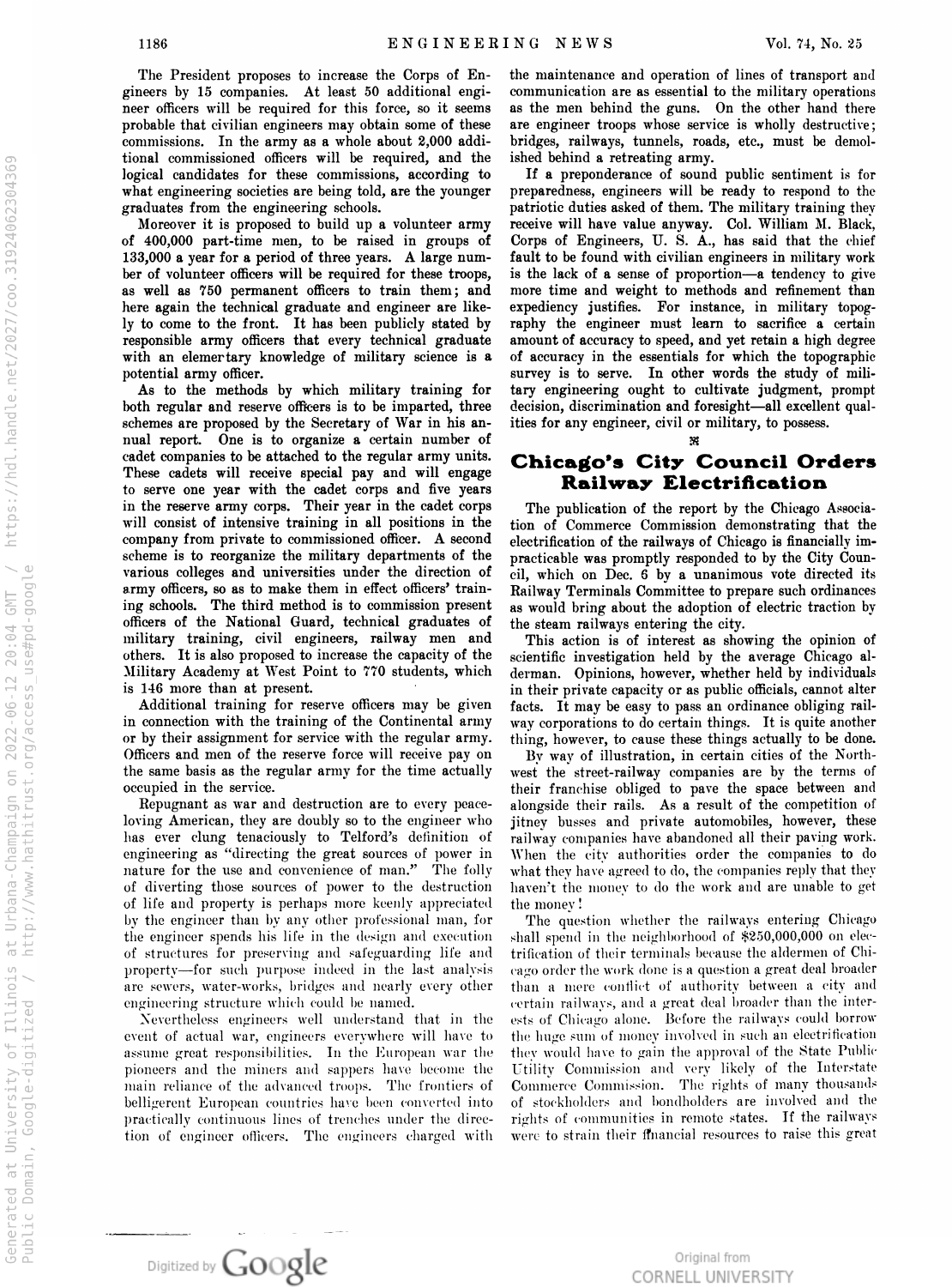The President proposes to increase the Corps of Engineers by 15 companies. At least 50 additional engineer officers will be required for this force, so it seems probable that civilian engineers may obtain some of these commissions. In the army as a whole about 2,000 additional commissioned officers will be required, and the logical candidates for these commissions, according to what engineering societies are being told, are the younger graduates from the engineering schools.

Moreover it is proposed to build up a volunteer army of 400,000 part-time men, to be raised in groups of 133,000 a year for a period of three years. A large number of volunteer officers will be required for these troops, as well as 750 permanent officers to train them; and here again the technical graduate and engineer are likely to come to the front. It has been publicly stated by responsible army officers that every technical graduate with an elementary knowledge of military science is a potential army officer.

As to the methods by which military training for both regular and reserve officers is to be imparted, three schemes are proposed by the Secretary of War in his annual report. One is to organize a certain number of cadet companies to be attached to the regular army units. These cadets will receive special pay and will engage to serve one year with the cadet corps and five years in the reserve army corps. Their year in the cadet corps will consist of intensive training in all positions in the company from private to commissioned officer. A second scheme is to reorganize the military departments of the various colleges and universities under the direction of army officers, so as to make them in effect officers' training schools. The third method is to commission present officers of the National Guard, technical graduates of military training, civil engineers, railway men and others. It is also proposed to increase the capacity of the Military Academy at West Point to 770 students, which is 146 more than at present.

Additional training for reserve officers may be given in connection with the training of the Continental army or by their assignment for service with the regular army. Officers and men of the reserve force will receive pay on the same basis as the regular army for the time actually occupied in the service.

Repugnant as war and destruction are to every peace-loving American, they are doubly so to the engineer who has ever clung tenaciously to Telford's definition of engineering as "directing the great sources of power in nature for the use and convenience of man." The folly of diverting those sources of power to the destruction of life and property is perhaps more keenly appreciated by the engineer than by any other professional man, for the engineer spends his life in the design and execution of structures for preserving and safeguarding life and property—for such purpose indeed in the last analysis are sewers, water-works, bridges and nearly every other engineering structure which could be named.

Nevertheless engineers well understand that in the event of actual war, engineers everywhere will have to assume great responsibilities. In the European war the pioneers and the miners and sappers have become the main reliance of the advanced troops. The frontiers of belligerent European countries have been converted into practically continuous lines of trenches under the direction of engineer officers. The engineers charged with the maintenance and operation of lines of transport and communication are as essential to the military operations as the men behind the guns. On the other hand there are engineer troops whose service is wholly destructive; bridges, railways, tunnels, roads, etc., must be demolished behind a retreating army.

If a preponderance of sound public sentiment is for preparedness, engineers will be ready to respond to the patriotic duties asked of them. The military training they receive will have value anyway. Col. William M. Black, Corps of Engineers, U. S. A., has said that the chief fault to be found with civilian engineers in military work is the lack of a sense of proportion—a tendency to give more time and weight to methods and refinement than expediency justifies. For instance, in military topography the engineer must learn to sacrifice a certain amount of accuracy to speed, and yet retain a high degree of accuracy in the essentials for which the topographic survey is to serve. In other words the study of military engineering ought to cultivate judgment, prompt decision, discrimination and foresight—all excellent qualities for any engineer, civil or military, to possess.

## Chicago's City Council Orders Railway Electrification

The publication of the report by the Chicago Association of Commerce Commission demonstrating that the electrification of the railways of Chicago is financially impracticable was promptly responded to by the City Council, which on Dec. 6 by a unanimous vote directed its Railway Terminals Committee to prepare such ordinances as would bring about the adoption of electric traction by the steam railways entering the city.

This action is of interest as showing the opinion of scientific investigation held by the average Chicago alderman. Opinions, however, whether held by individuals in their private capacity or as public officials, cannot alter facts. It may be easy to pass an ordinance obliging railway corporations to do certain things. It is quite another thing, however, to cause these things actually to be done.

By way of illustration, in certain cities of the Northwest the street-railway companies are by the terms of their franchise obliged to pave the space between and alongside their rails. As a result of the competition of jitney busses and private automobiles, however, these railway companies have abandoned all their paving work. When the city authorities order the companies to do what they have agreed to do, the companies reply that they haven't the money to do the work and are unable to get the money!

The question whether the railways entering Chicago shall spend in the neighborhood of $250,000,000 on electrification of their terminals because the aldermen of Chicago order the work done is a question a great deal broader than a mere conflict of authority between a city and certain railways, and a great deal broader than the interests of Chicago alone. Before the railways could borrow the huge sum of money involved in such an electrification they would have to gain the approval of the State Public Utility Commission and very likely of the Interstate Commerce Commission. The rights of many thousands of stockholders and bondholders are involved and the rights of communities in remote states. If the railways were to strain their financial resources to raise this great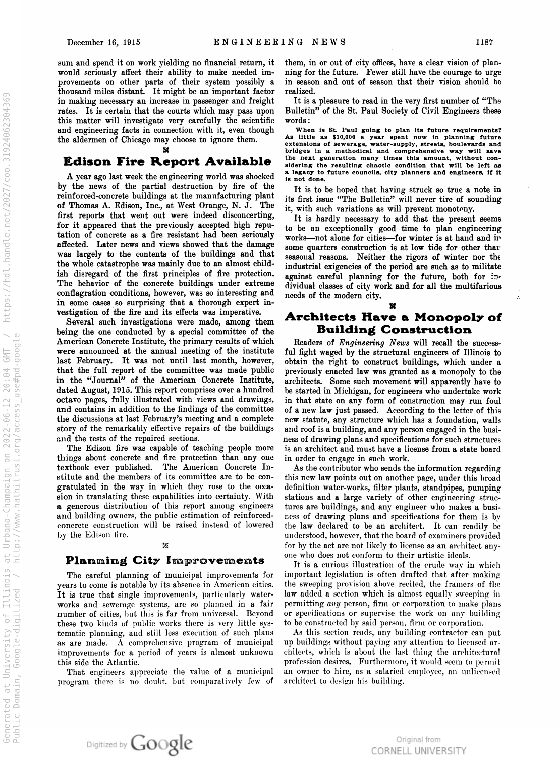sum and spend it on work yielding no financial return, it would seriously affect their ability to make needed improvements on other parts of their system possibly a thousand miles distant. It might be an important factor in making necessary an increase in passenger and freight rates. It is certain that the courts which may pass upon this matter will investigate very carefully the scientific and engineering facts in connection with it, even though the aldermen of Chicago may choose to ignore them.

## Edison Fire Report Available

A year ago last week the engineering world was shocked by the news of the partial destruction by fire of the reinforced-concrete buildings at the manufacturing plant of Thomas A. Edison, Inc., at West Orange, N. J. The first reports that went out were indeed disconcerting, for it appeared that the previously accepted high reputation of concrete as a fire resistant had been seriously affected. Later news and views showed that the damage was largely to the contents of the buildings and that the whole catastrophe was mainly due to an almost childish disregard of the first principles of fire protection. The behavior of the concrete buildings under extreme conflagration conditions, however, was so interesting and in some cases so surprising that a thorough expert investigation of the fire and its effects was imperative.

Several such investigations were made, among them being the one conducted by a special committee of the American Concrete Institute, the primary results of which were announced at the annual meeting of the institute last February. It was not until last month, however, that the full report of the committee was made public in the "Journal" of the American Concrete Institute, dated August, 1915. This report comprises over a hundred octavo pages, fully illustrated with views and drawings, and contains in addition to the findings of the committee the discussions at last February's meeting and a complete story of the remarkably effective repairs of the buildings and the tests of the repaired sections.

The Edison fire was capable of teaching people more things about concrete and fire protection than any one textbook ever published. The American Concrete Institute and the members of its committee are to be congratulated in the way in which they rose to the occasion in translating these capabilities into certainty. With a generous distribution of this report among engineers and building owners, the public estimation of reinforced-concrete construction will be raised instead of lowered by the Edison fire.

## Planning City Improvements

The careful planning of municipal improvements for years to come is notable by its absence in American cities. It is true that single improvements, particularly waterworks and sewerage systems, are so planned in a fair number of cities, but this is far from universal. Beyond these two kinds of public works there is very little systematic planning, and still less execution of such plans as are made. A comprehensive program of municipal improvements for a period of years is almost unknown this side the Atlantic.

That engineers appreciate the value of a municipal program there is no doubt, but comparatively few of them, in or out of city offices, have a clear vision of planning for the future. Fewer still have the courage to urge in season and out of season that their vision should be realized.

It is a pleasure to read in the very first number of "The Bulletin" of the St. Paul Society of Civil Engineers these words:

> When is St. Paul going to plan its future requirements? As little as $10,000 a year spent now in planning future extensions of sewerage, water-supply, streets, boulevards and bridges in a methodical and comprehensive way will save the next generation many times this amount, without considering the resulting chaotic condition that will be left as a legacy to future councils, city planners and engineers, if it is not done.

It is to be hoped that having struck so true a note in its first issue "The Bulletin" will never tire of sounding it, with such variations as will prevent monotony.

It is hardly necessary to add that the present seems to be an exceptionally good time to plan engineering works—not alone for cities—for winter is at hand and in some quarters construction is at low tide for other than seasonal reasons. Neither the rigors of winter nor the industrial exigencies of the period are such as to militate against careful planning for the future, both for individual classes of city work and for all the multifarious needs of the modern city.

## Architects Have a Monopoly of Building Construction

Readers of *Engineering News* will recall the successful fight waged by the structural engineers of Illinois to obtain the right to construct buildings, which under a previously enacted law was granted as a monopoly to the architects. Some such movement will apparently have to be started in Michigan, for engineers who undertake work in that state on any form of construction may run foul of a new law just passed. According to the letter of this new statute, any structure which has a foundation, walls and roof is a building, and any person engaged in the business of drawing plans and specifications for such structures is an architect and must have a license from a state board in order to engage in such work.

As the contributor who sends the information regarding this new law points out on another page, under this broad definition water-works, filter plants, standpipes, pumping stations and a large variety of other engineering structures are buildings, and any engineer who makes a business of drawing plans and specifications for them is by the law declared to be an architect. It can readily be understood, however, that the board of examiners provided for by the act are not likely to license as an architect anyone who does not conform to their artistic ideals.

It is a curious illustration of the crude way in which important legislation is often drafted that after making the sweeping provision above recited, the framers of the law added a section which is almost equally sweeping in permitting *any* person, firm or corporation to make plans or specifications or supervise the work on any building to be constructed by said person, firm or corporation.

As this section reads, any building contractor can put up buildings without paying any attention to licensed architects, which is about the last thing the architectural profession desires. Furthermore, it would seem to permit an owner to hire, as a salaried employee, an unlicensed architect to design his building.